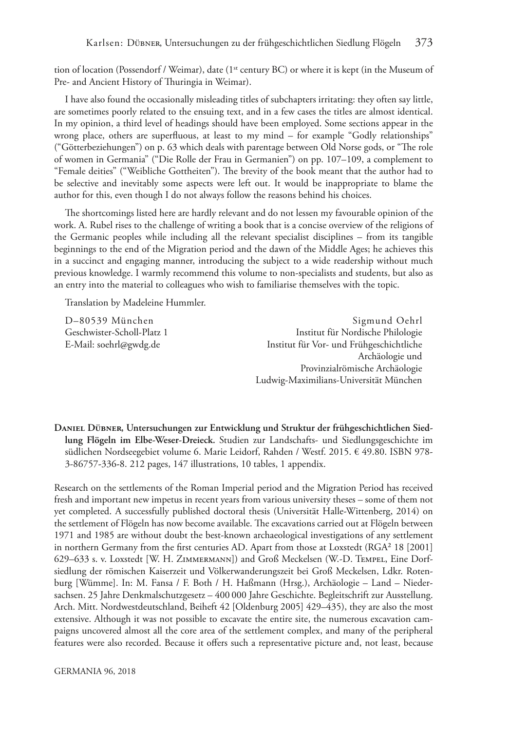tion of location (Possendorf / Weimar), date (1st century BC) or where it is kept (in the Museum of Pre- and Ancient History of Thuringia in Weimar).

I have also found the occasionally misleading titles of subchapters irritating: they often say little, are sometimes poorly related to the ensuing text, and in a few cases the titles are almost identical. In my opinion, a third level of headings should have been employed. Some sections appear in the wrong place, others are superfluous, at least to my mind – for example "Godly relationships" ("Götterbeziehungen") on p. 63 which deals with parentage between Old Norse gods, or "The role of women in Germania" ("Die Rolle der Frau in Germanien") on pp. 107–109, a complement to "Female deities" ("Weibliche Gottheiten"). The brevity of the book meant that the author had to be selective and inevitably some aspects were left out. It would be inappropriate to blame the author for this, even though I do not always follow the reasons behind his choices.

The shortcomings listed here are hardly relevant and do not lessen my favourable opinion of the work. A. Rubel rises to the challenge of writing a book that is a concise overview of the religions of the Germanic peoples while including all the relevant specialist disciplines – from its tangible beginnings to the end of the Migration period and the dawn of the Middle Ages; he achieves this in a succinct and engaging manner, introducing the subject to a wide readership without much previous knowledge. I warmly recommend this volume to non-specialists and students, but also as an entry into the material to colleagues who wish to familiarise themselves with the topic.

Translation by Madeleine Hummler.

D–80539 München
Geschwister-Scholl-Platz 1
E-Mail: soehrl@gwdg.de

Sigmund Oehrl
Institut für Nordische Philologie
Institut für Vor- und Frühgeschichtliche Archäologie und Provinzialrömische Archäologie
Ludwig-Maximilians-Universität München

**Daniel Dübner, Untersuchungen zur Entwicklung und Struktur der frühgeschichtlichen Siedlung Flögeln im Elbe-Weser-Dreieck.** Studien zur Landschafts- und Siedlungsgeschichte im südlichen Nordseegebiet volume 6. Marie Leidorf, Rahden / Westf. 2015. € 49.80. ISBN 978-3-86757-336-8. 212 pages, 147 illustrations, 10 tables, 1 appendix.

Research on the settlements of the Roman Imperial period and the Migration Period has received fresh and important new impetus in recent years from various university theses – some of them not yet completed. A successfully published doctoral thesis (Universität Halle-Wittenberg, 2014) on the settlement of Flögeln has now become available. The excavations carried out at Flögeln between 1971 and 1985 are without doubt the best-known archaeological investigations of any settlement in northern Germany from the first centuries AD. Apart from those at Loxstedt (RGA² 18 [2001] 629–633 s. v. Loxstedt [W. H. Zimmermann]) and Groß Meckelsen (W.-D. Tempel, Eine Dorfsiedlung der römischen Kaiserzeit und Völkerwanderungszeit bei Groß Meckelsen, Ldkr. Rotenburg [Wümme]. In: M. Fansa / F. Both / H. Haßmann (Hrsg.), Archäologie – Land – Niedersachsen. 25 Jahre Denkmalschutzgesetz – 400 000 Jahre Geschichte. Begleitschrift zur Ausstellung. Arch. Mitt. Nordwestdeutschland, Beiheft 42 [Oldenburg 2005] 429–435), they are also the most extensive. Although it was not possible to excavate the entire site, the numerous excavation campaigns uncovered almost all the core area of the settlement complex, and many of the peripheral features were also recorded. Because it offers such a representative picture and, not least, because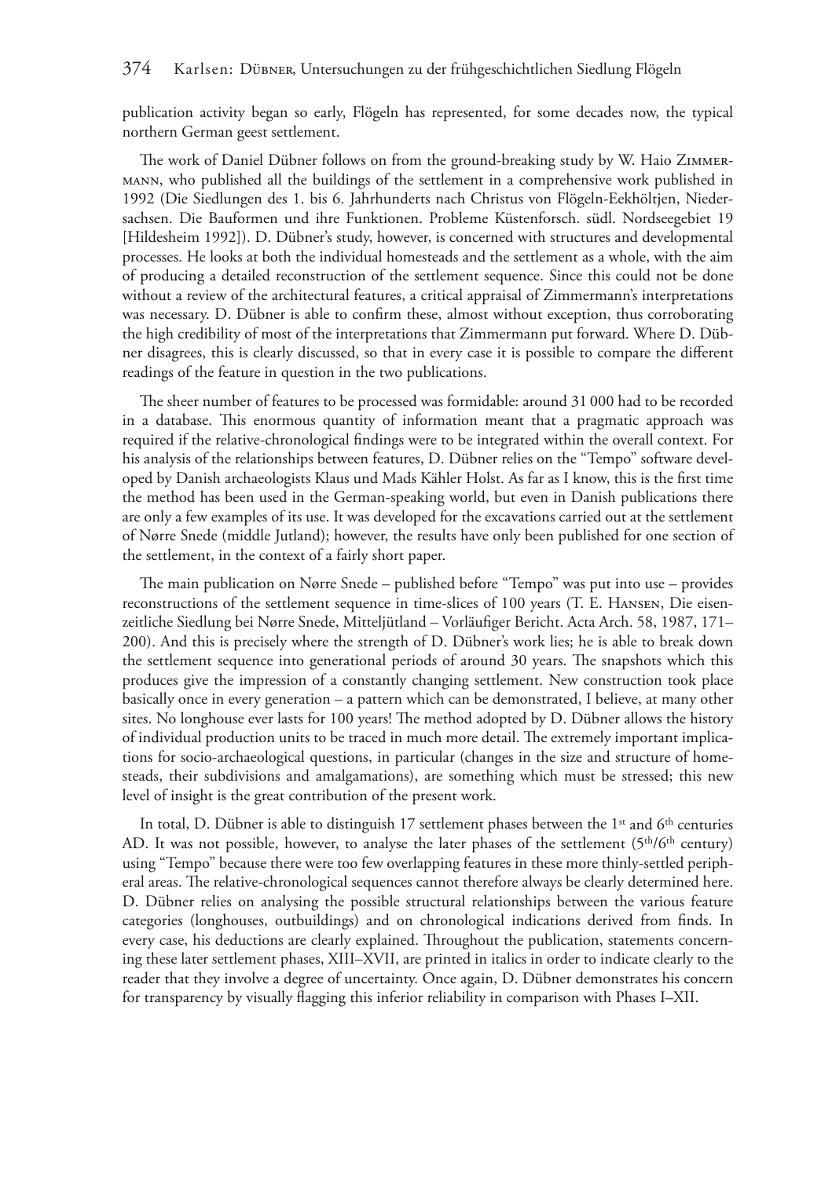publication activity began so early, Flögeln has represented, for some decades now, the typical northern German geest settlement.

The work of Daniel Dübner follows on from the ground-breaking study by W. Haio Zimmermann, who published all the buildings of the settlement in a comprehensive work published in 1992 (Die Siedlungen des 1. bis 6. Jahrhunderts nach Christus von Flögeln-Eekhöltjen, Niedersachsen. Die Bauformen und ihre Funktionen. Probleme Küstenforsch. südl. Nordseegebiet 19 [Hildesheim 1992]). D. Dübner's study, however, is concerned with structures and developmental processes. He looks at both the individual homesteads and the settlement as a whole, with the aim of producing a detailed reconstruction of the settlement sequence. Since this could not be done without a review of the architectural features, a critical appraisal of Zimmermann's interpretations was necessary. D. Dübner is able to confirm these, almost without exception, thus corroborating the high credibility of most of the interpretations that Zimmermann put forward. Where D. Dübner disagrees, this is clearly discussed, so that in every case it is possible to compare the different readings of the feature in question in the two publications.

The sheer number of features to be processed was formidable: around 31 000 had to be recorded in a database. This enormous quantity of information meant that a pragmatic approach was required if the relative-chronological findings were to be integrated within the overall context. For his analysis of the relationships between features, D. Dübner relies on the "Tempo" software developed by Danish archaeologists Klaus und Mads Kähler Holst. As far as I know, this is the first time the method has been used in the German-speaking world, but even in Danish publications there are only a few examples of its use. It was developed for the excavations carried out at the settlement of Nørre Snede (middle Jutland); however, the results have only been published for one section of the settlement, in the context of a fairly short paper.

The main publication on Nørre Snede – published before "Tempo" was put into use – provides reconstructions of the settlement sequence in time-slices of 100 years (T. E. Hansen, Die eisenzeitliche Siedlung bei Nørre Snede, Mitteljütland – Vorläufiger Bericht. Acta Arch. 58, 1987, 171–200). And this is precisely where the strength of D. Dübner's work lies; he is able to break down the settlement sequence into generational periods of around 30 years. The snapshots which this produces give the impression of a constantly changing settlement. New construction took place basically once in every generation – a pattern which can be demonstrated, I believe, at many other sites. No longhouse ever lasts for 100 years! The method adopted by D. Dübner allows the history of individual production units to be traced in much more detail. The extremely important implications for socio-archaeological questions, in particular (changes in the size and structure of homesteads, their subdivisions and amalgamations), are something which must be stressed; this new level of insight is the great contribution of the present work.

In total, D. Dübner is able to distinguish 17 settlement phases between the 1st and 6th centuries AD. It was not possible, however, to analyse the later phases of the settlement (5th/6th century) using "Tempo" because there were too few overlapping features in these more thinly-settled peripheral areas. The relative-chronological sequences cannot therefore always be clearly determined here. D. Dübner relies on analysing the possible structural relationships between the various feature categories (longhouses, outbuildings) and on chronological indications derived from finds. In every case, his deductions are clearly explained. Throughout the publication, statements concerning these later settlement phases, XIII–XVII, are printed in italics in order to indicate clearly to the reader that they involve a degree of uncertainty. Once again, D. Dübner demonstrates his concern for transparency by visually flagging this inferior reliability in comparison with Phases I–XII.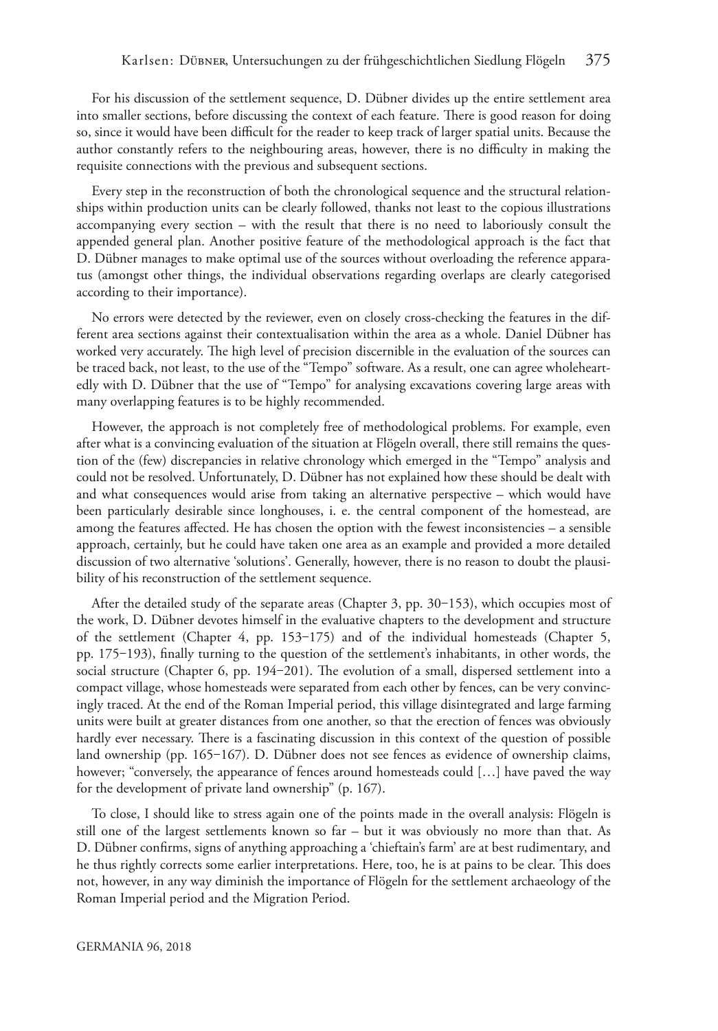For his discussion of the settlement sequence, D. Dübner divides up the entire settlement area into smaller sections, before discussing the context of each feature. There is good reason for doing so, since it would have been difficult for the reader to keep track of larger spatial units. Because the author constantly refers to the neighbouring areas, however, there is no difficulty in making the requisite connections with the previous and subsequent sections.

Every step in the reconstruction of both the chronological sequence and the structural relationships within production units can be clearly followed, thanks not least to the copious illustrations accompanying every section – with the result that there is no need to laboriously consult the appended general plan. Another positive feature of the methodological approach is the fact that D. Dübner manages to make optimal use of the sources without overloading the reference apparatus (amongst other things, the individual observations regarding overlaps are clearly categorised according to their importance).

No errors were detected by the reviewer, even on closely cross-checking the features in the different area sections against their contextualisation within the area as a whole. Daniel Dübner has worked very accurately. The high level of precision discernible in the evaluation of the sources can be traced back, not least, to the use of the "Tempo" software. As a result, one can agree wholeheartedly with D. Dübner that the use of "Tempo" for analysing excavations covering large areas with many overlapping features is to be highly recommended.

However, the approach is not completely free of methodological problems. For example, even after what is a convincing evaluation of the situation at Flögeln overall, there still remains the question of the (few) discrepancies in relative chronology which emerged in the "Tempo" analysis and could not be resolved. Unfortunately, D. Dübner has not explained how these should be dealt with and what consequences would arise from taking an alternative perspective – which would have been particularly desirable since longhouses, i. e. the central component of the homestead, are among the features affected. He has chosen the option with the fewest inconsistencies – a sensible approach, certainly, but he could have taken one area as an example and provided a more detailed discussion of two alternative 'solutions'. Generally, however, there is no reason to doubt the plausibility of his reconstruction of the settlement sequence.

After the detailed study of the separate areas (Chapter 3, pp. 30–153), which occupies most of the work, D. Dübner devotes himself in the evaluative chapters to the development and structure of the settlement (Chapter 4, pp. 153–175) and of the individual homesteads (Chapter 5, pp. 175–193), finally turning to the question of the settlement's inhabitants, in other words, the social structure (Chapter 6, pp. 194–201). The evolution of a small, dispersed settlement into a compact village, whose homesteads were separated from each other by fences, can be very convincingly traced. At the end of the Roman Imperial period, this village disintegrated and large farming units were built at greater distances from one another, so that the erection of fences was obviously hardly ever necessary. There is a fascinating discussion in this context of the question of possible land ownership (pp. 165–167). D. Dübner does not see fences as evidence of ownership claims, however; "conversely, the appearance of fences around homesteads could […] have paved the way for the development of private land ownership" (p. 167).

To close, I should like to stress again one of the points made in the overall analysis: Flögeln is still one of the largest settlements known so far – but it was obviously no more than that. As D. Dübner confirms, signs of anything approaching a 'chieftain's farm' are at best rudimentary, and he thus rightly corrects some earlier interpretations. Here, too, he is at pains to be clear. This does not, however, in any way diminish the importance of Flögeln for the settlement archaeology of the Roman Imperial period and the Migration Period.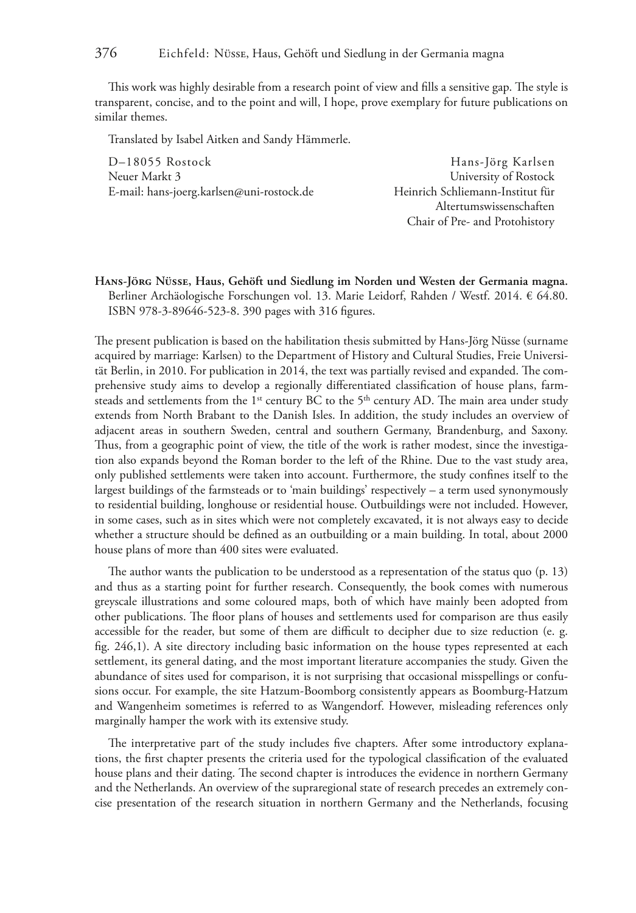This work was highly desirable from a research point of view and fills a sensitive gap. The style is transparent, concise, and to the point and will, I hope, prove exemplary for future publications on similar themes.

Translated by Isabel Aitken and Sandy Hämmerle.

D–18055 Rostock
Neuer Markt 3
E-mail: hans-joerg.karlsen@uni-rostock.de

Hans-Jörg Karlsen
University of Rostock
Heinrich Schliemann-Institut für Altertumswissenschaften
Chair of Pre- and Protohistory

**Hans-Jörg Nüsse, Haus, Gehöft und Siedlung im Norden und Westen der Germania magna.** Berliner Archäologische Forschungen vol. 13. Marie Leidorf, Rahden / Westf. 2014. € 64.80. ISBN 978-3-89646-523-8. 390 pages with 316 figures.

The present publication is based on the habilitation thesis submitted by Hans-Jörg Nüsse (surname acquired by marriage: Karlsen) to the Department of History and Cultural Studies, Freie Universität Berlin, in 2010. For publication in 2014, the text was partially revised and expanded. The comprehensive study aims to develop a regionally differentiated classification of house plans, farmsteads and settlements from the 1st century BC to the 5th century AD. The main area under study extends from North Brabant to the Danish Isles. In addition, the study includes an overview of adjacent areas in southern Sweden, central and southern Germany, Brandenburg, and Saxony. Thus, from a geographic point of view, the title of the work is rather modest, since the investigation also expands beyond the Roman border to the left of the Rhine. Due to the vast study area, only published settlements were taken into account. Furthermore, the study confines itself to the largest buildings of the farmsteads or to 'main buildings' respectively – a term used synonymously to residential building, longhouse or residential house. Outbuildings were not included. However, in some cases, such as in sites which were not completely excavated, it is not always easy to decide whether a structure should be defined as an outbuilding or a main building. In total, about 2000 house plans of more than 400 sites were evaluated.

The author wants the publication to be understood as a representation of the status quo (p. 13) and thus as a starting point for further research. Consequently, the book comes with numerous greyscale illustrations and some coloured maps, both of which have mainly been adopted from other publications. The floor plans of houses and settlements used for comparison are thus easily accessible for the reader, but some of them are difficult to decipher due to size reduction (e. g. fig. 246,1). A site directory including basic information on the house types represented at each settlement, its general dating, and the most important literature accompanies the study. Given the abundance of sites used for comparison, it is not surprising that occasional misspellings or confusions occur. For example, the site Hatzum-Boomborg consistently appears as Boomburg-Hatzum and Wangenheim sometimes is referred to as Wangendorf. However, misleading references only marginally hamper the work with its extensive study.

The interpretative part of the study includes five chapters. After some introductory explanations, the first chapter presents the criteria used for the typological classification of the evaluated house plans and their dating. The second chapter is introduces the evidence in northern Germany and the Netherlands. An overview of the supraregional state of research precedes an extremely concise presentation of the research situation in northern Germany and the Netherlands, focusing